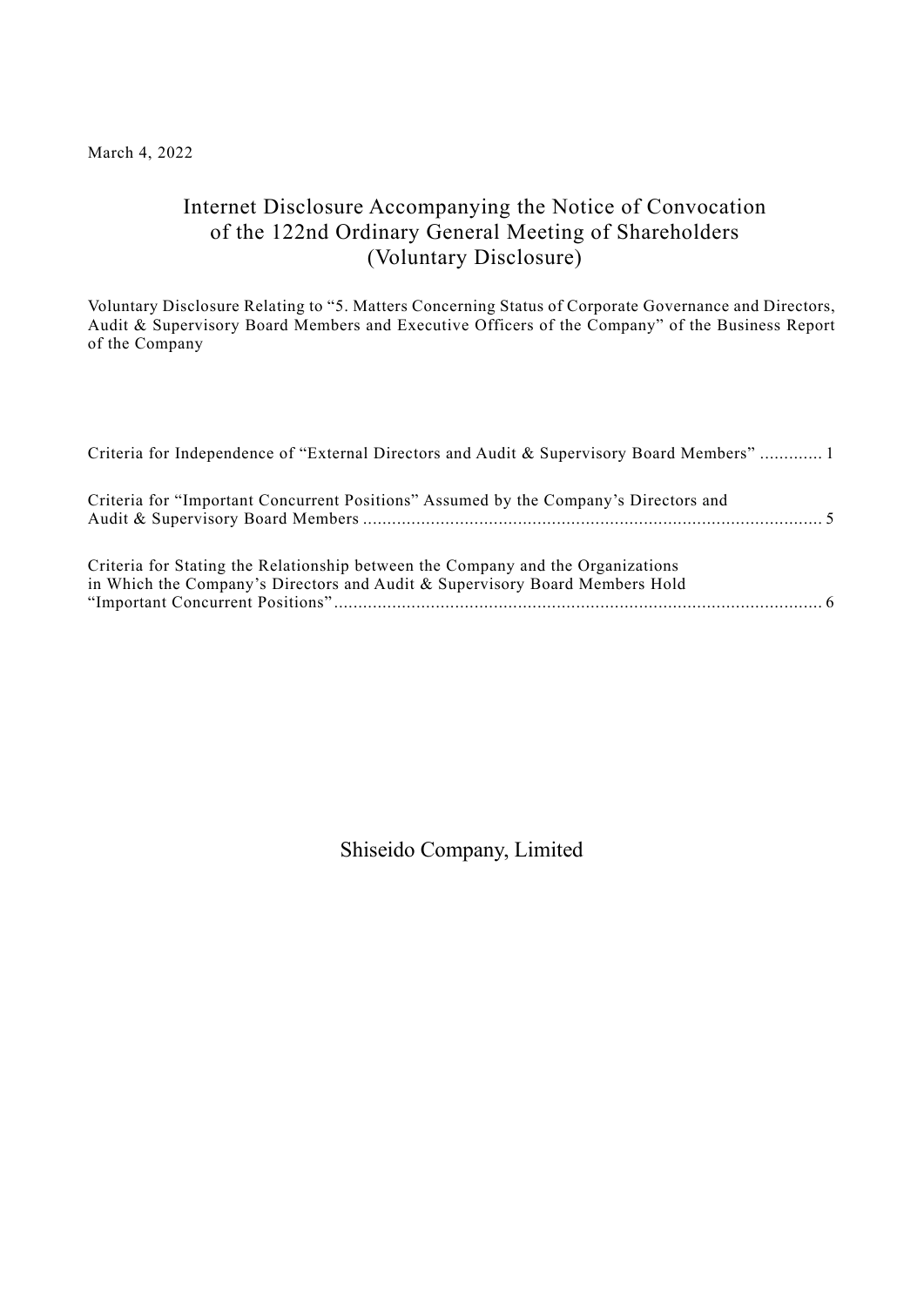March 4, 2022

# Internet Disclosure Accompanying the Notice of Convocation of the 122nd Ordinary General Meeting of Shareholders (Voluntary Disclosure)

Voluntary Disclosure Relating to "5. Matters Concerning Status of Corporate Governance and Directors, Audit & Supervisory Board Members and Executive Officers of the Company" of the Business Report of the Company

Criteria for Independence of "External Directors and Audit & Supervisory Board Members" ............. 1

Criteria for "Important Concurrent Positions" Assumed by the Company's Directors and Audit & Supervisory Board Members .............................................................................................. 5

Criteria for Stating the Relationship between the Company and the Organizations in Which the Company's Directors and Audit & Supervisory Board Members Hold "Important Concurrent Positions" .................................................................................................... 6

Shiseido Company, Limited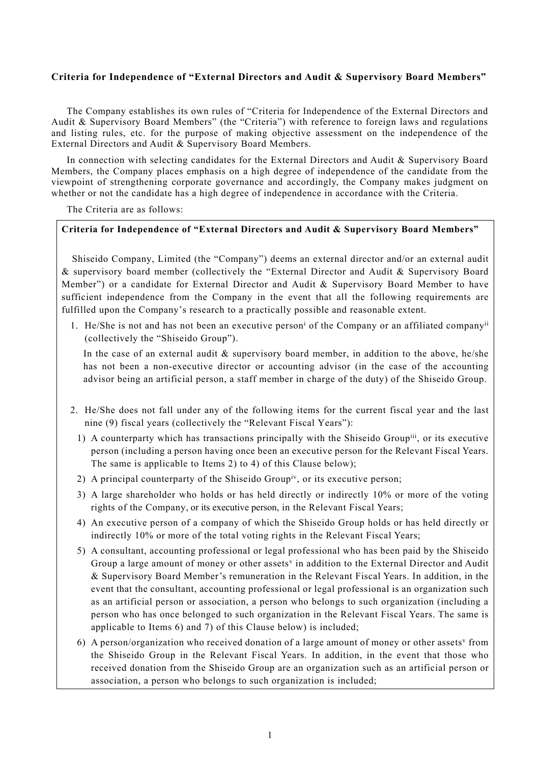**Criteria for Independence of "External Directors and Audit & Supervisory Board Members"**

The Company establishes its own rules of "Criteria for Independence of the External Directors and Audit & Supervisory Board Members" (the "Criteria") with reference to foreign laws and regulations and listing rules, etc. for the purpose of making objective assessment on the independence of the External Directors and Audit & Supervisory Board Members.

In connection with selecting candidates for the External Directors and Audit & Supervisory Board Members, the Company places emphasis on a high degree of independence of the candidate from the viewpoint of strengthening corporate governance and accordingly, the Company makes judgment on whether or not the candidate has a high degree of independence in accordance with the Criteria.

The Criteria are as follows:

**Criteria for Independence of "External Directors and Audit & Supervisory Board Members"**

Shiseido Company, Limited (the "Company") deems an external director and/or an external audit & supervisory board member (collectively the "External Director and Audit & Supervisory Board Member") or a candidate for External Director and Audit & Supervisory Board Member to have sufficient independence from the Company in the event that all the following requirements are fulfilled upon the Company's research to a practically possible and reasonable extent.

1. He/She is not and has not been an executive person[i] of the Company or an affiliated company[ii] (collectively the "Shiseido Group").

   In the case of an external audit & supervisory board member, in addition to the above, he/she has not been a non-executive director or accounting advisor (in the case of the accounting advisor being an artificial person, a staff member in charge of the duty) of the Shiseido Group.

2. He/She does not fall under any of the following items for the current fiscal year and the last nine (9) fiscal years (collectively the "Relevant Fiscal Years"):

   1) A counterparty which has transactions principally with the Shiseido Group[iii], or its executive person (including a person having once been an executive person for the Relevant Fiscal Years. The same is applicable to Items 2) to 4) of this Clause below);
   2) A principal counterparty of the Shiseido Group[iv], or its executive person;
   3) A large shareholder who holds or has held directly or indirectly 10% or more of the voting rights of the Company, or its executive person, in the Relevant Fiscal Years;
   4) An executive person of a company of which the Shiseido Group holds or has held directly or indirectly 10% or more of the total voting rights in the Relevant Fiscal Years;
   5) A consultant, accounting professional or legal professional who has been paid by the Shiseido Group a large amount of money or other assets[v] in addition to the External Director and Audit & Supervisory Board Member's remuneration in the Relevant Fiscal Years. In addition, in the event that the consultant, accounting professional or legal professional is an organization such as an artificial person or association, a person who belongs to such organization (including a person who has once belonged to such organization in the Relevant Fiscal Years. The same is applicable to Items 6) and 7) of this Clause below) is included;
   6) A person/organization who received donation of a large amount of money or other assets[v] from the Shiseido Group in the Relevant Fiscal Years. In addition, in the event that those who received donation from the Shiseido Group are an organization such as an artificial person or association, a person who belongs to such organization is included;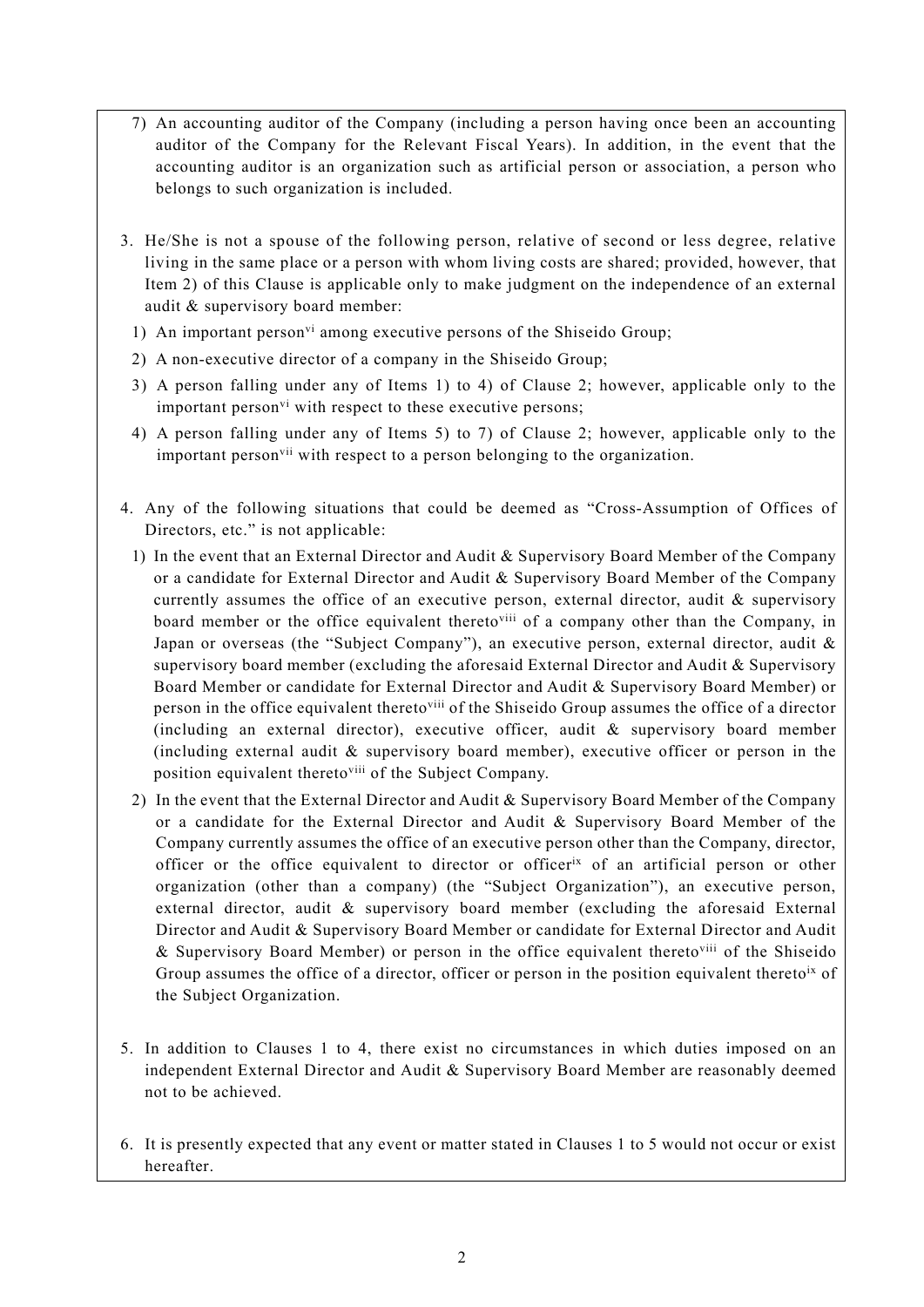7) An accounting auditor of the Company (including a person having once been an accounting auditor of the Company for the Relevant Fiscal Years). In addition, in the event that the accounting auditor is an organization such as artificial person or association, a person who belongs to such organization is included.

3. He/She is not a spouse of the following person, relative of second or less degree, relative living in the same place or a person with whom living costs are shared; provided, however, that Item 2) of this Clause is applicable only to make judgment on the independence of an external audit & supervisory board member:
   1) An important person[vi] among executive persons of the Shiseido Group;
   2) A non-executive director of a company in the Shiseido Group;
   3) A person falling under any of Items 1) to 4) of Clause 2; however, applicable only to the important person[vi] with respect to these executive persons;
   4) A person falling under any of Items 5) to 7) of Clause 2; however, applicable only to the important person[vii] with respect to a person belonging to the organization.

4. Any of the following situations that could be deemed as "Cross-Assumption of Offices of Directors, etc." is not applicable:
   1) In the event that an External Director and Audit & Supervisory Board Member of the Company or a candidate for External Director and Audit & Supervisory Board Member of the Company currently assumes the office of an executive person, external director, audit & supervisory board member or the office equivalent thereto[viii] of a company other than the Company, in Japan or overseas (the "Subject Company"), an executive person, external director, audit & supervisory board member (excluding the aforesaid External Director and Audit & Supervisory Board Member or candidate for External Director and Audit & Supervisory Board Member) or person in the office equivalent thereto[viii] of the Shiseido Group assumes the office of a director (including an external director), executive officer, audit & supervisory board member (including external audit & supervisory board member), executive officer or person in the position equivalent thereto[viii] of the Subject Company.
   2) In the event that the External Director and Audit & Supervisory Board Member of the Company or a candidate for the External Director and Audit & Supervisory Board Member of the Company currently assumes the office of an executive person other than the Company, director, officer or the office equivalent to director or officer[ix] of an artificial person or other organization (other than a company) (the "Subject Organization"), an executive person, external director, audit & supervisory board member (excluding the aforesaid External Director and Audit & Supervisory Board Member or candidate for External Director and Audit & Supervisory Board Member) or person in the office equivalent thereto[viii] of the Shiseido Group assumes the office of a director, officer or person in the position equivalent thereto[ix] of the Subject Organization.

5. In addition to Clauses 1 to 4, there exist no circumstances in which duties imposed on an independent External Director and Audit & Supervisory Board Member are reasonably deemed not to be achieved.

6. It is presently expected that any event or matter stated in Clauses 1 to 5 would not occur or exist hereafter.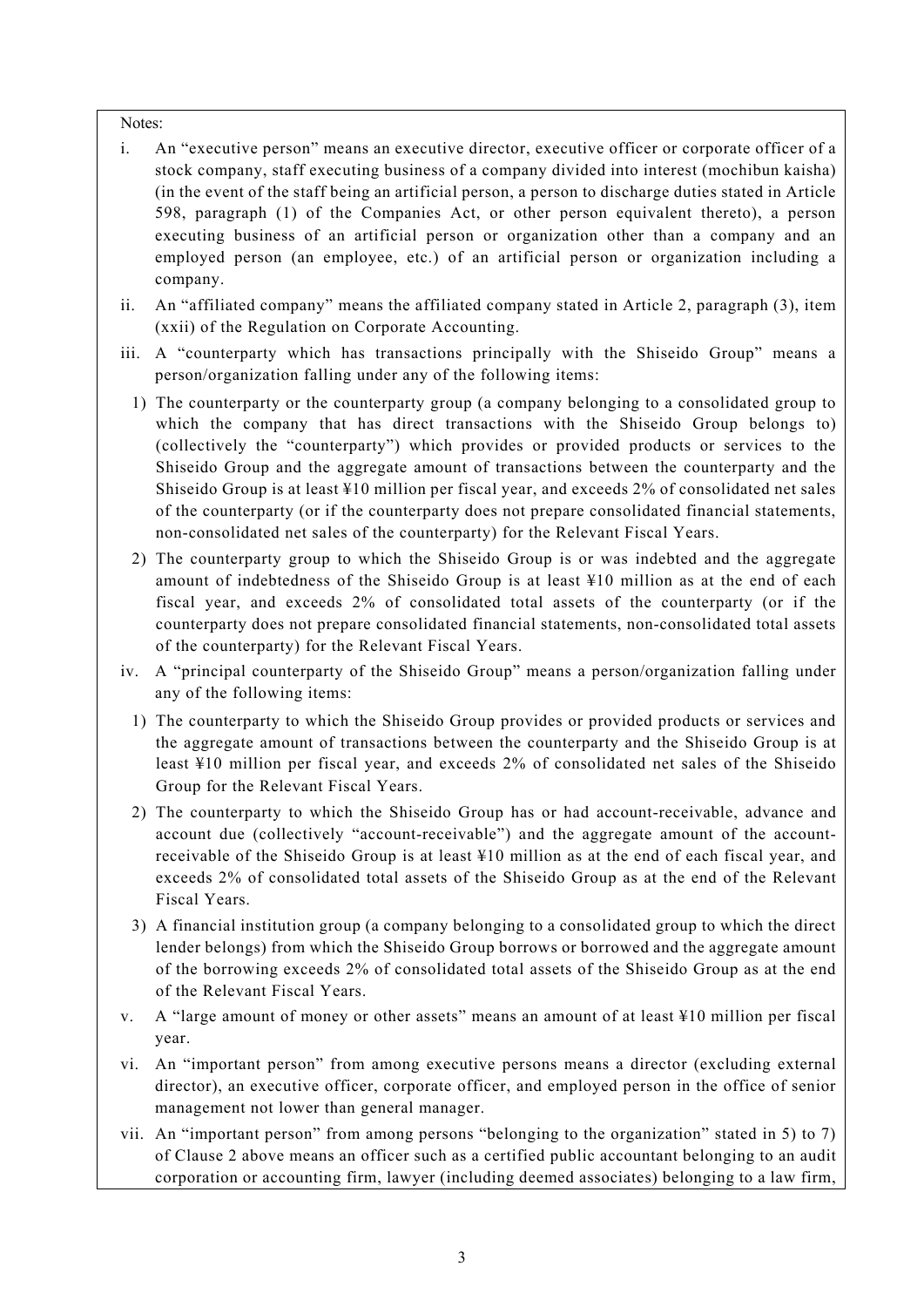Notes:

i. An "executive person" means an executive director, executive officer or corporate officer of a stock company, staff executing business of a company divided into interest (mochibun kaisha) (in the event of the staff being an artificial person, a person to discharge duties stated in Article 598, paragraph (1) of the Companies Act, or other person equivalent thereto), a person executing business of an artificial person or organization other than a company and an employed person (an employee, etc.) of an artificial person or organization including a company.

ii. An "affiliated company" means the affiliated company stated in Article 2, paragraph (3), item (xxii) of the Regulation on Corporate Accounting.

iii. A "counterparty which has transactions principally with the Shiseido Group" means a person/organization falling under any of the following items:

1) The counterparty or the counterparty group (a company belonging to a consolidated group to which the company that has direct transactions with the Shiseido Group belongs to) (collectively the "counterparty") which provides or provided products or services to the Shiseido Group and the aggregate amount of transactions between the counterparty and the Shiseido Group is at least ¥10 million per fiscal year, and exceeds 2% of consolidated net sales of the counterparty (or if the counterparty does not prepare consolidated financial statements, non-consolidated net sales of the counterparty) for the Relevant Fiscal Years.

2) The counterparty group to which the Shiseido Group is or was indebted and the aggregate amount of indebtedness of the Shiseido Group is at least ¥10 million as at the end of each fiscal year, and exceeds 2% of consolidated total assets of the counterparty (or if the counterparty does not prepare consolidated financial statements, non-consolidated total assets of the counterparty) for the Relevant Fiscal Years.

iv. A "principal counterparty of the Shiseido Group" means a person/organization falling under any of the following items:

1) The counterparty to which the Shiseido Group provides or provided products or services and the aggregate amount of transactions between the counterparty and the Shiseido Group is at least ¥10 million per fiscal year, and exceeds 2% of consolidated net sales of the Shiseido Group for the Relevant Fiscal Years.

2) The counterparty to which the Shiseido Group has or had account-receivable, advance and account due (collectively "account-receivable") and the aggregate amount of the account-receivable of the Shiseido Group is at least ¥10 million as at the end of each fiscal year, and exceeds 2% of consolidated total assets of the Shiseido Group as at the end of the Relevant Fiscal Years.

3) A financial institution group (a company belonging to a consolidated group to which the direct lender belongs) from which the Shiseido Group borrows or borrowed and the aggregate amount of the borrowing exceeds 2% of consolidated total assets of the Shiseido Group as at the end of the Relevant Fiscal Years.

v. A "large amount of money or other assets" means an amount of at least ¥10 million per fiscal year.

vi. An "important person" from among executive persons means a director (excluding external director), an executive officer, corporate officer, and employed person in the office of senior management not lower than general manager.

vii. An "important person" from among persons "belonging to the organization" stated in 5) to 7) of Clause 2 above means an officer such as a certified public accountant belonging to an audit corporation or accounting firm, lawyer (including deemed associates) belonging to a law firm,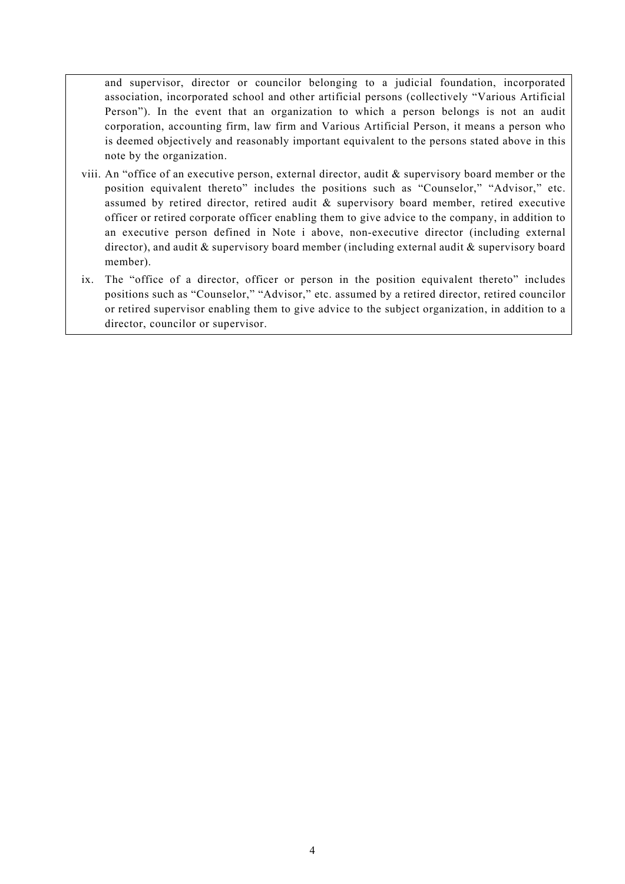and supervisor, director or councilor belonging to a judicial foundation, incorporated association, incorporated school and other artificial persons (collectively "Various Artificial Person"). In the event that an organization to which a person belongs is not an audit corporation, accounting firm, law firm and Various Artificial Person, it means a person who is deemed objectively and reasonably important equivalent to the persons stated above in this note by the organization.

viii. An "office of an executive person, external director, audit & supervisory board member or the position equivalent thereto" includes the positions such as "Counselor," "Advisor," etc. assumed by retired director, retired audit & supervisory board member, retired executive officer or retired corporate officer enabling them to give advice to the company, in addition to an executive person defined in Note i above, non-executive director (including external director), and audit & supervisory board member (including external audit & supervisory board member).

ix. The "office of a director, officer or person in the position equivalent thereto" includes positions such as "Counselor," "Advisor," etc. assumed by a retired director, retired councilor or retired supervisor enabling them to give advice to the subject organization, in addition to a director, councilor or supervisor.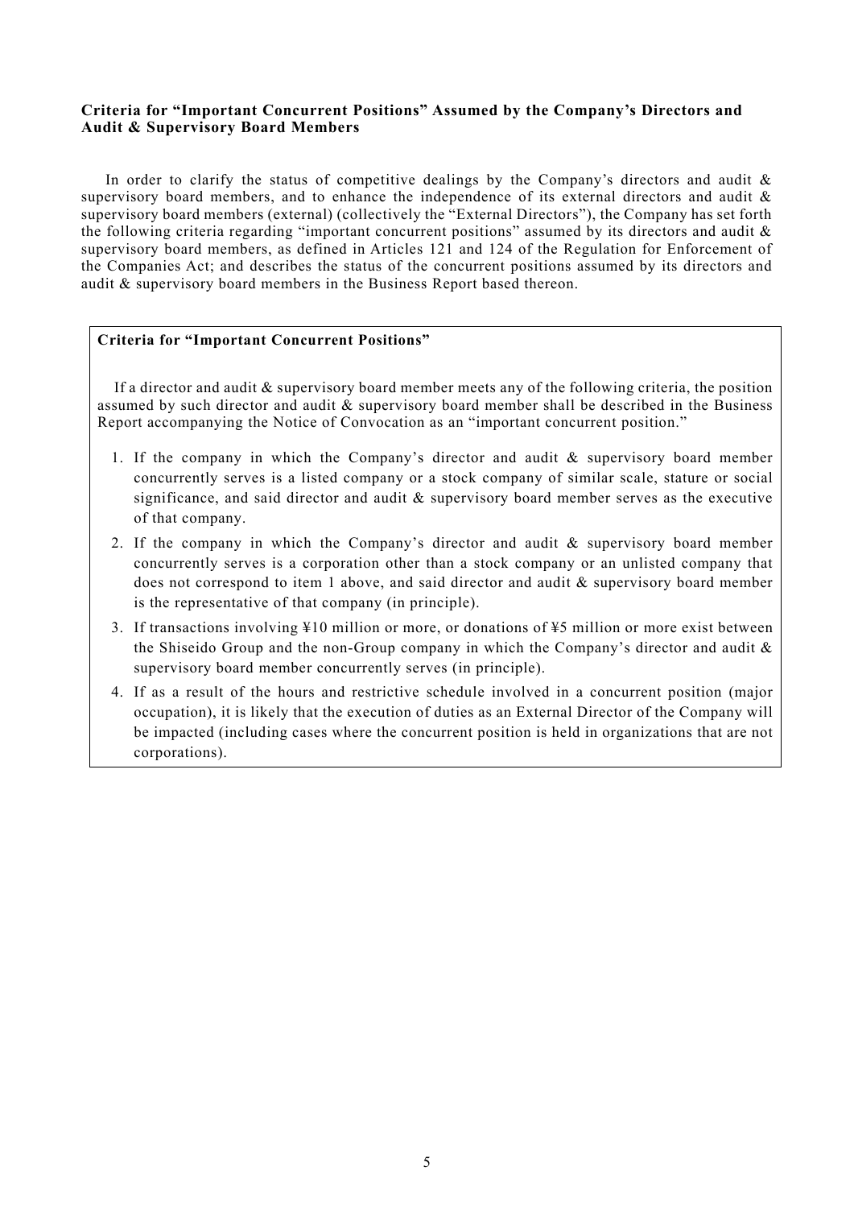**Criteria for "Important Concurrent Positions" Assumed by the Company's Directors and Audit & Supervisory Board Members**

In order to clarify the status of competitive dealings by the Company's directors and audit & supervisory board members, and to enhance the independence of its external directors and audit & supervisory board members (external) (collectively the "External Directors"), the Company has set forth the following criteria regarding "important concurrent positions" assumed by its directors and audit & supervisory board members, as defined in Articles 121 and 124 of the Regulation for Enforcement of the Companies Act; and describes the status of the concurrent positions assumed by its directors and audit & supervisory board members in the Business Report based thereon.

**Criteria for "Important Concurrent Positions"**

If a director and audit & supervisory board member meets any of the following criteria, the position assumed by such director and audit & supervisory board member shall be described in the Business Report accompanying the Notice of Convocation as an "important concurrent position."

1. If the company in which the Company's director and audit & supervisory board member concurrently serves is a listed company or a stock company of similar scale, stature or social significance, and said director and audit & supervisory board member serves as the executive of that company.
2. If the company in which the Company's director and audit & supervisory board member concurrently serves is a corporation other than a stock company or an unlisted company that does not correspond to item 1 above, and said director and audit & supervisory board member is the representative of that company (in principle).
3. If transactions involving ¥10 million or more, or donations of ¥5 million or more exist between the Shiseido Group and the non-Group company in which the Company's director and audit & supervisory board member concurrently serves (in principle).
4. If as a result of the hours and restrictive schedule involved in a concurrent position (major occupation), it is likely that the execution of duties as an External Director of the Company will be impacted (including cases where the concurrent position is held in organizations that are not corporations).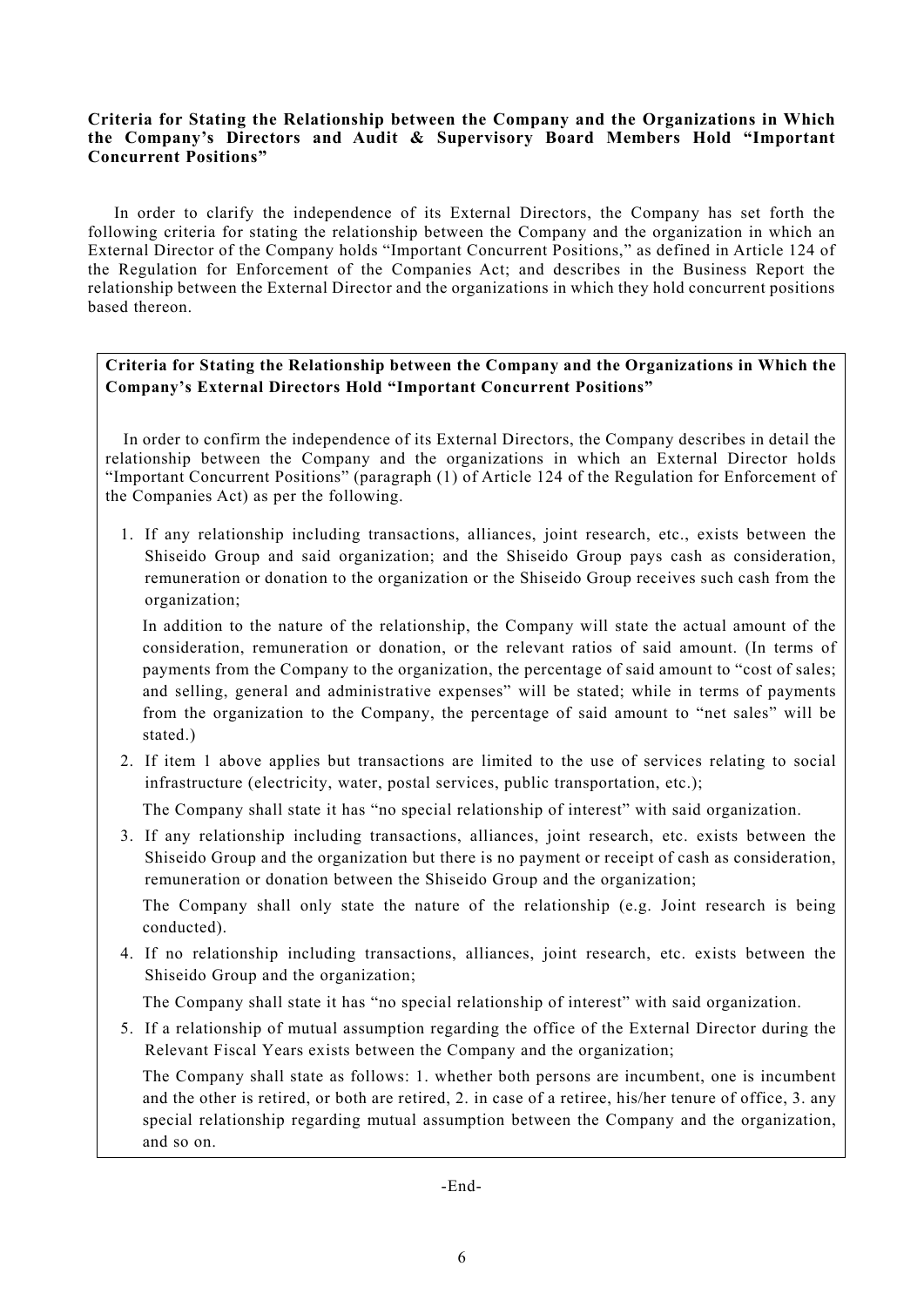**Criteria for Stating the Relationship between the Company and the Organizations in Which the Company's Directors and Audit & Supervisory Board Members Hold "Important Concurrent Positions"**

In order to clarify the independence of its External Directors, the Company has set forth the following criteria for stating the relationship between the Company and the organization in which an External Director of the Company holds "Important Concurrent Positions," as defined in Article 124 of the Regulation for Enforcement of the Companies Act; and describes in the Business Report the relationship between the External Director and the organizations in which they hold concurrent positions based thereon.

**Criteria for Stating the Relationship between the Company and the Organizations in Which the Company's External Directors Hold "Important Concurrent Positions"**

In order to confirm the independence of its External Directors, the Company describes in detail the relationship between the Company and the organizations in which an External Director holds "Important Concurrent Positions" (paragraph (1) of Article 124 of the Regulation for Enforcement of the Companies Act) as per the following.

1. If any relationship including transactions, alliances, joint research, etc., exists between the Shiseido Group and said organization; and the Shiseido Group pays cash as consideration, remuneration or donation to the organization or the Shiseido Group receives such cash from the organization;

   In addition to the nature of the relationship, the Company will state the actual amount of the consideration, remuneration or donation, or the relevant ratios of said amount. (In terms of payments from the Company to the organization, the percentage of said amount to "cost of sales; and selling, general and administrative expenses" will be stated; while in terms of payments from the organization to the Company, the percentage of said amount to "net sales" will be stated.)

2. If item 1 above applies but transactions are limited to the use of services relating to social infrastructure (electricity, water, postal services, public transportation, etc.);

   The Company shall state it has "no special relationship of interest" with said organization.

3. If any relationship including transactions, alliances, joint research, etc. exists between the Shiseido Group and the organization but there is no payment or receipt of cash as consideration, remuneration or donation between the Shiseido Group and the organization;

   The Company shall only state the nature of the relationship (e.g. Joint research is being conducted).

4. If no relationship including transactions, alliances, joint research, etc. exists between the Shiseido Group and the organization;

   The Company shall state it has "no special relationship of interest" with said organization.

5. If a relationship of mutual assumption regarding the office of the External Director during the Relevant Fiscal Years exists between the Company and the organization;

   The Company shall state as follows: 1. whether both persons are incumbent, one is incumbent and the other is retired, or both are retired, 2. in case of a retiree, his/her tenure of office, 3. any special relationship regarding mutual assumption between the Company and the organization, and so on.

-End-